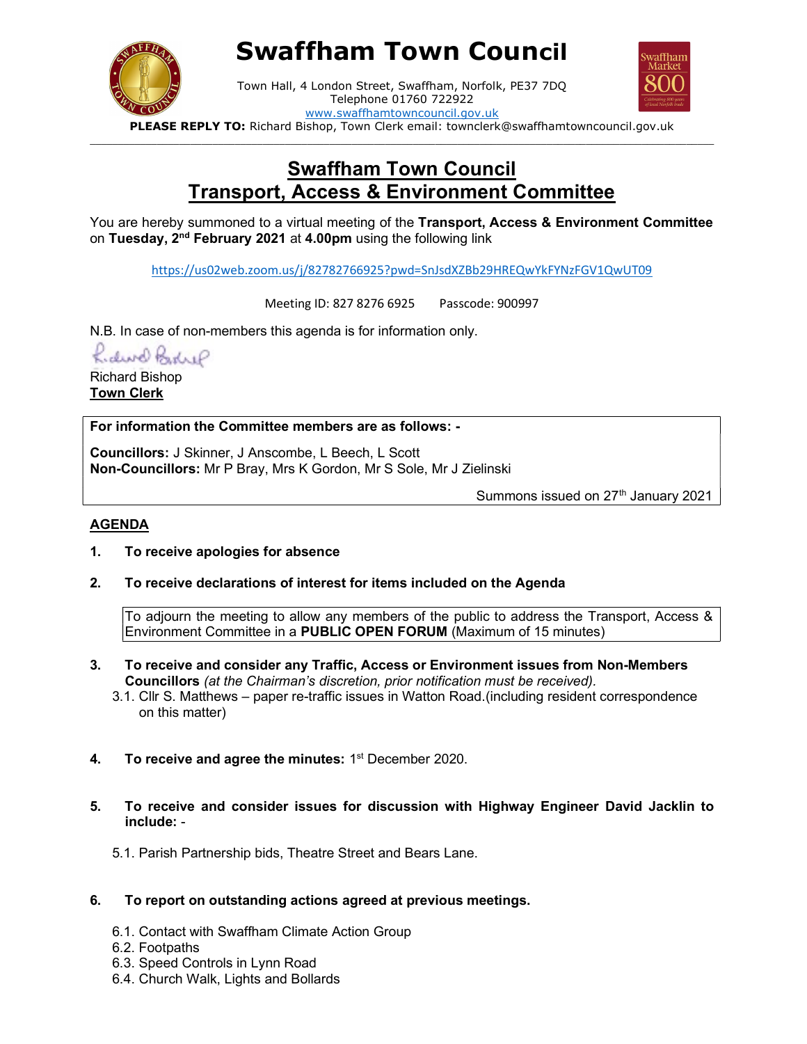# Swaffham Town Council

Town Hall, 4 London Street, Swaffham, Norfolk, PE37 7DQ
Telephone 01760 722922
www.swaffhamtowncouncil.gov.uk

**PLEASE REPLY TO:** Richard Bishop, Town Clerk email: townclerk@swaffhamtowncouncil.gov.uk

## Swaffham Town Council
## Transport, Access & Environment Committee

You are hereby summoned to a virtual meeting of the **Transport, Access & Environment Committee** on **Tuesday, 2nd February 2021** at **4.00pm** using the following link

https://us02web.zoom.us/j/82782766925?pwd=SnJsdXZBb29HREQwYkFYNzFGV1QwUT09

Meeting ID: 827 8276 6925 Passcode: 900997

N.B. In case of non-members this agenda is for information only.

Richard Bishop
**Town Clerk**

**For information the Committee members are as follows: -**

**Councillors:** J Skinner, J Anscombe, L Beech, L Scott
**Non-Councillors:** Mr P Bray, Mrs K Gordon, Mr S Sole, Mr J Zielinski

Summons issued on 27th January 2021

**AGENDA**

1. **To receive apologies for absence**

2. **To receive declarations of interest for items included on the Agenda**

To adjourn the meeting to allow any members of the public to address the Transport, Access & Environment Committee in a **PUBLIC OPEN FORUM** (Maximum of 15 minutes)

3. **To receive and consider any Traffic, Access or Environment issues from Non-Members Councillors** *(at the Chairman's discretion, prior notification must be received).*
   3.1. Cllr S. Matthews – paper re-traffic issues in Watton Road.(including resident correspondence on this matter)

4. **To receive and agree the minutes:** 1st December 2020.

5. **To receive and consider issues for discussion with Highway Engineer David Jacklin to include:** -
   5.1. Parish Partnership bids, Theatre Street and Bears Lane.

6. **To report on outstanding actions agreed at previous meetings.**
   6.1. Contact with Swaffham Climate Action Group
   6.2. Footpaths
   6.3. Speed Controls in Lynn Road
   6.4. Church Walk, Lights and Bollards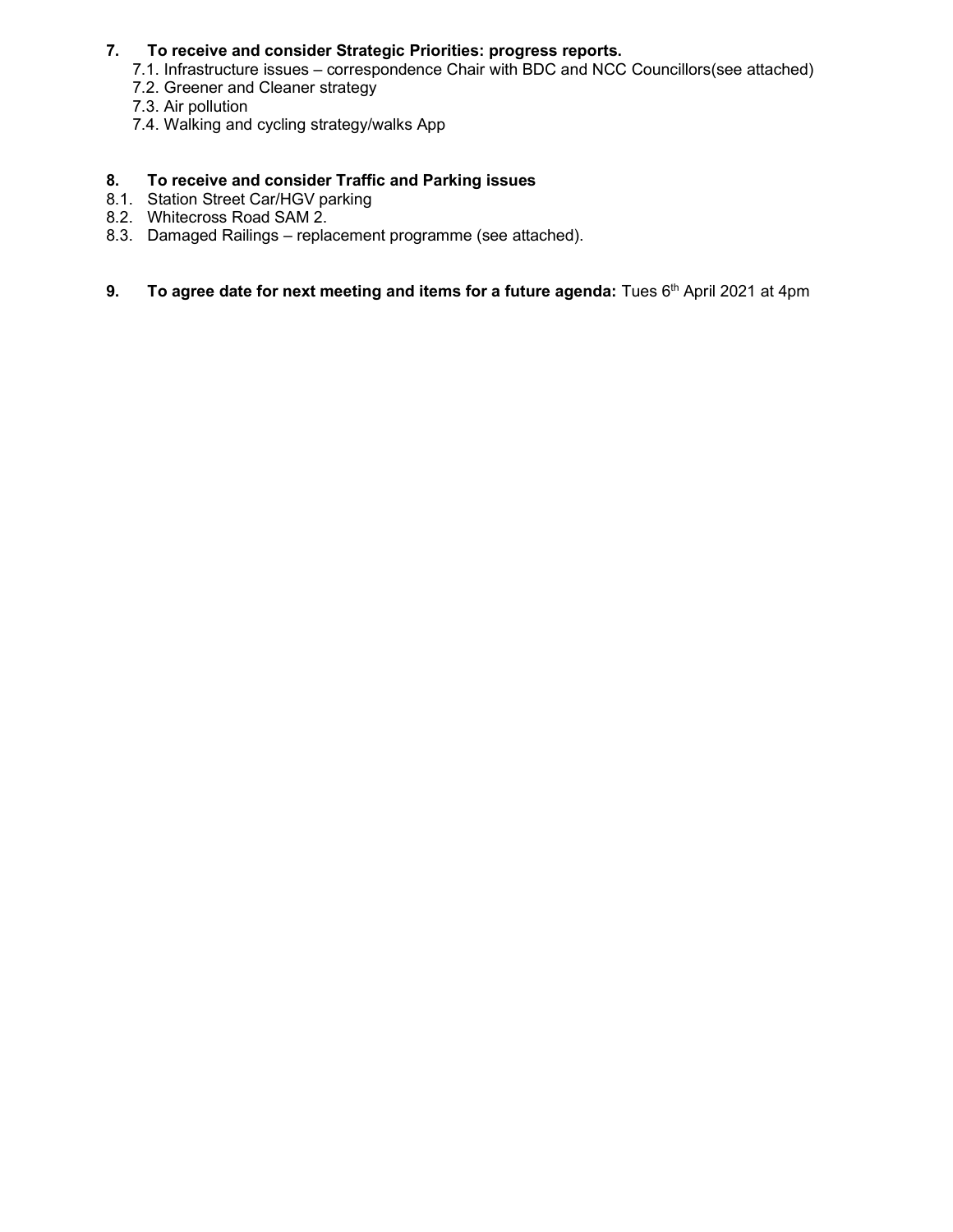**7. To receive and consider Strategic Priorities: progress reports.**

7.1. Infrastructure issues – correspondence Chair with BDC and NCC Councillors(see attached)
7.2. Greener and Cleaner strategy
7.3. Air pollution
7.4. Walking and cycling strategy/walks App

**8. To receive and consider Traffic and Parking issues**

8.1. Station Street Car/HGV parking
8.2. Whitecross Road SAM 2.
8.3. Damaged Railings – replacement programme (see attached).

**9. To agree date for next meeting and items for a future agenda:** Tues 6th April 2021 at 4pm